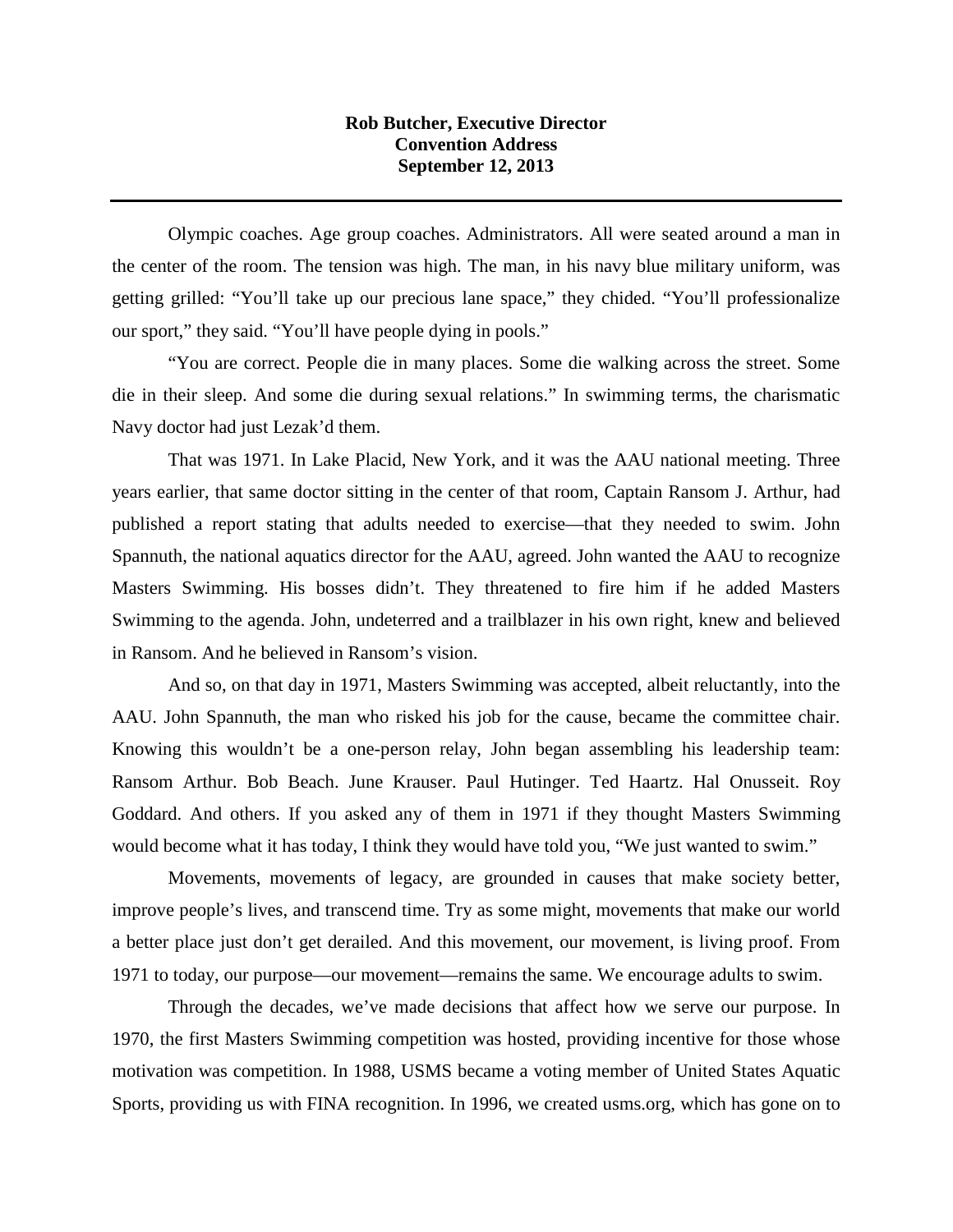**Rob Butcher, Executive Director**
**Convention Address**
**September 12, 2013**

---

Olympic coaches. Age group coaches. Administrators. All were seated around a man in the center of the room. The tension was high. The man, in his navy blue military uniform, was getting grilled: "You'll take up our precious lane space," they chided. "You'll professionalize our sport," they said. "You'll have people dying in pools."

"You are correct. People die in many places. Some die walking across the street. Some die in their sleep. And some die during sexual relations." In swimming terms, the charismatic Navy doctor had just Lezak'd them.

That was 1971. In Lake Placid, New York, and it was the AAU national meeting. Three years earlier, that same doctor sitting in the center of that room, Captain Ransom J. Arthur, had published a report stating that adults needed to exercise—that they needed to swim. John Spannuth, the national aquatics director for the AAU, agreed. John wanted the AAU to recognize Masters Swimming. His bosses didn't. They threatened to fire him if he added Masters Swimming to the agenda. John, undeterred and a trailblazer in his own right, knew and believed in Ransom. And he believed in Ransom's vision.

And so, on that day in 1971, Masters Swimming was accepted, albeit reluctantly, into the AAU. John Spannuth, the man who risked his job for the cause, became the committee chair. Knowing this wouldn't be a one-person relay, John began assembling his leadership team: Ransom Arthur. Bob Beach. June Krauser. Paul Hutinger. Ted Haartz. Hal Onusseit. Roy Goddard. And others. If you asked any of them in 1971 if they thought Masters Swimming would become what it has today, I think they would have told you, "We just wanted to swim."

Movements, movements of legacy, are grounded in causes that make society better, improve people's lives, and transcend time. Try as some might, movements that make our world a better place just don't get derailed. And this movement, our movement, is living proof. From 1971 to today, our purpose—our movement—remains the same. We encourage adults to swim.

Through the decades, we've made decisions that affect how we serve our purpose. In 1970, the first Masters Swimming competition was hosted, providing incentive for those whose motivation was competition. In 1988, USMS became a voting member of United States Aquatic Sports, providing us with FINA recognition. In 1996, we created usms.org, which has gone on to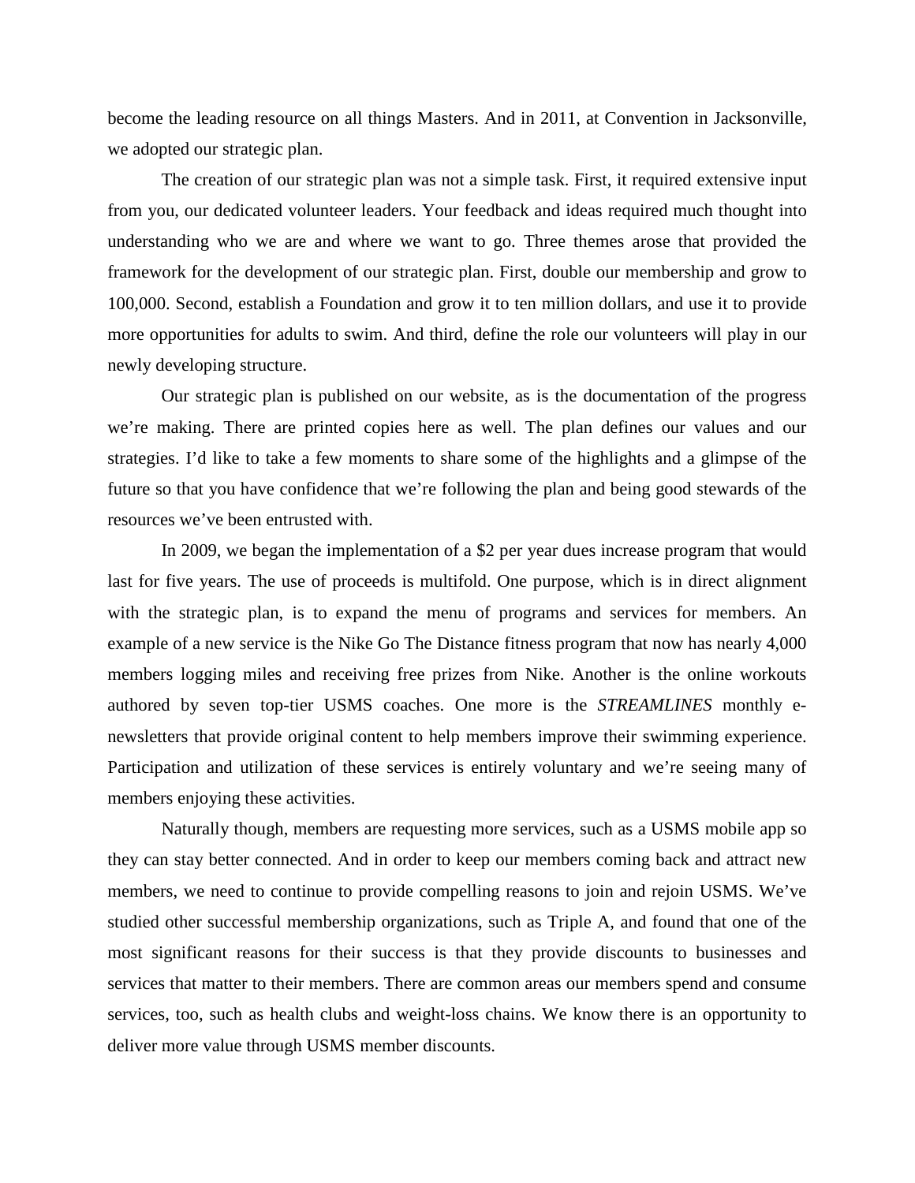become the leading resource on all things Masters. And in 2011, at Convention in Jacksonville, we adopted our strategic plan.

The creation of our strategic plan was not a simple task. First, it required extensive input from you, our dedicated volunteer leaders. Your feedback and ideas required much thought into understanding who we are and where we want to go. Three themes arose that provided the framework for the development of our strategic plan. First, double our membership and grow to 100,000. Second, establish a Foundation and grow it to ten million dollars, and use it to provide more opportunities for adults to swim. And third, define the role our volunteers will play in our newly developing structure.

Our strategic plan is published on our website, as is the documentation of the progress we're making. There are printed copies here as well. The plan defines our values and our strategies. I'd like to take a few moments to share some of the highlights and a glimpse of the future so that you have confidence that we're following the plan and being good stewards of the resources we've been entrusted with.

In 2009, we began the implementation of a $2 per year dues increase program that would last for five years. The use of proceeds is multifold. One purpose, which is in direct alignment with the strategic plan, is to expand the menu of programs and services for members. An example of a new service is the Nike Go The Distance fitness program that now has nearly 4,000 members logging miles and receiving free prizes from Nike. Another is the online workouts authored by seven top-tier USMS coaches. One more is the *STREAMLINES* monthly e-newsletters that provide original content to help members improve their swimming experience. Participation and utilization of these services is entirely voluntary and we're seeing many of members enjoying these activities.

Naturally though, members are requesting more services, such as a USMS mobile app so they can stay better connected. And in order to keep our members coming back and attract new members, we need to continue to provide compelling reasons to join and rejoin USMS. We've studied other successful membership organizations, such as Triple A, and found that one of the most significant reasons for their success is that they provide discounts to businesses and services that matter to their members. There are common areas our members spend and consume services, too, such as health clubs and weight-loss chains. We know there is an opportunity to deliver more value through USMS member discounts.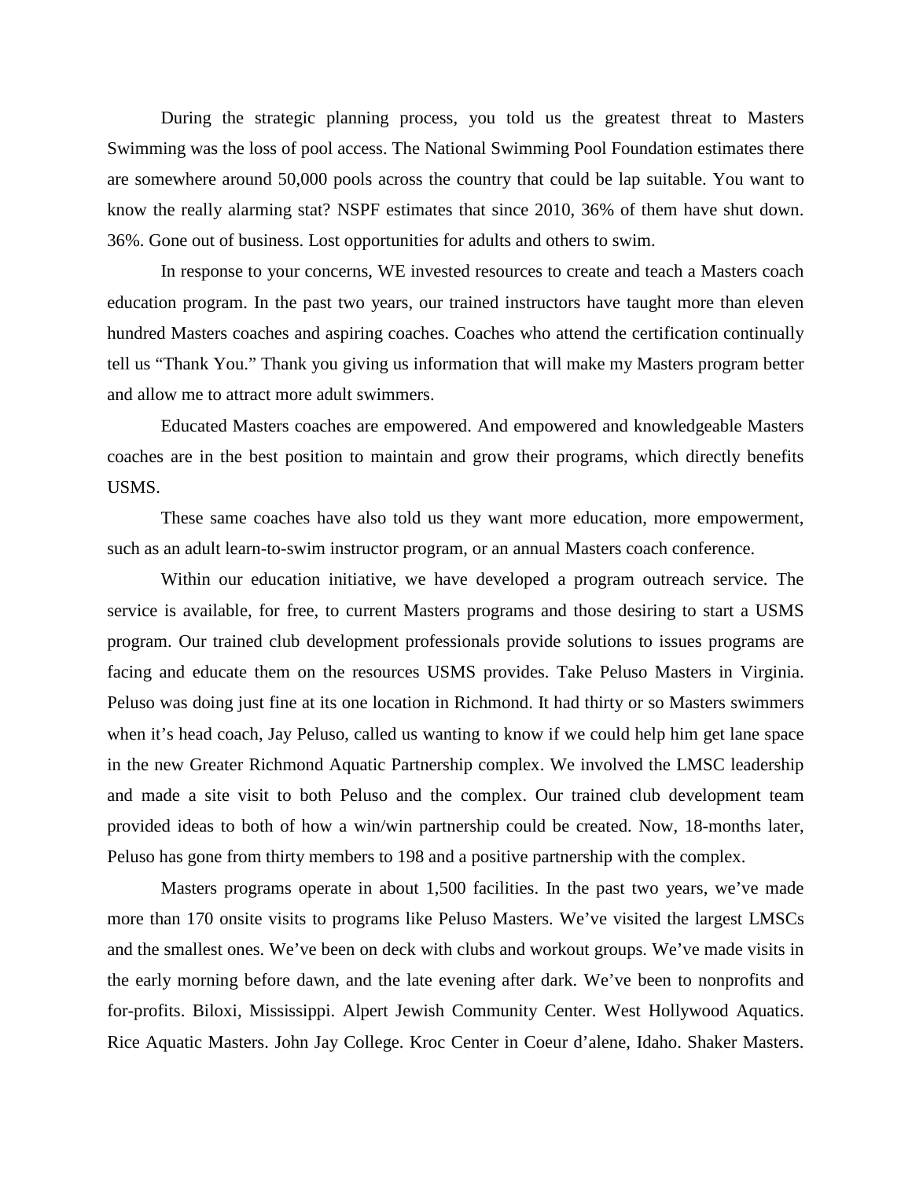During the strategic planning process, you told us the greatest threat to Masters Swimming was the loss of pool access. The National Swimming Pool Foundation estimates there are somewhere around 50,000 pools across the country that could be lap suitable. You want to know the really alarming stat? NSPF estimates that since 2010, 36% of them have shut down. 36%. Gone out of business. Lost opportunities for adults and others to swim.

In response to your concerns, WE invested resources to create and teach a Masters coach education program. In the past two years, our trained instructors have taught more than eleven hundred Masters coaches and aspiring coaches. Coaches who attend the certification continually tell us "Thank You." Thank you giving us information that will make my Masters program better and allow me to attract more adult swimmers.

Educated Masters coaches are empowered. And empowered and knowledgeable Masters coaches are in the best position to maintain and grow their programs, which directly benefits USMS.

These same coaches have also told us they want more education, more empowerment, such as an adult learn-to-swim instructor program, or an annual Masters coach conference.

Within our education initiative, we have developed a program outreach service. The service is available, for free, to current Masters programs and those desiring to start a USMS program. Our trained club development professionals provide solutions to issues programs are facing and educate them on the resources USMS provides. Take Peluso Masters in Virginia. Peluso was doing just fine at its one location in Richmond. It had thirty or so Masters swimmers when it's head coach, Jay Peluso, called us wanting to know if we could help him get lane space in the new Greater Richmond Aquatic Partnership complex. We involved the LMSC leadership and made a site visit to both Peluso and the complex. Our trained club development team provided ideas to both of how a win/win partnership could be created. Now, 18-months later, Peluso has gone from thirty members to 198 and a positive partnership with the complex.

Masters programs operate in about 1,500 facilities. In the past two years, we've made more than 170 onsite visits to programs like Peluso Masters. We've visited the largest LMSCs and the smallest ones. We've been on deck with clubs and workout groups. We've made visits in the early morning before dawn, and the late evening after dark. We've been to nonprofits and for-profits. Biloxi, Mississippi. Alpert Jewish Community Center. West Hollywood Aquatics. Rice Aquatic Masters. John Jay College. Kroc Center in Coeur d'alene, Idaho. Shaker Masters.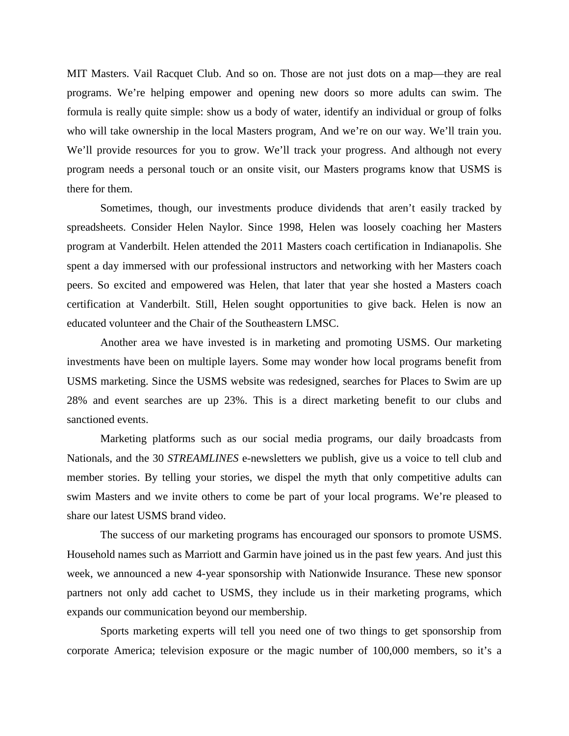MIT Masters. Vail Racquet Club. And so on. Those are not just dots on a map—they are real programs. We're helping empower and opening new doors so more adults can swim. The formula is really quite simple: show us a body of water, identify an individual or group of folks who will take ownership in the local Masters program, And we're on our way. We'll train you. We'll provide resources for you to grow. We'll track your progress. And although not every program needs a personal touch or an onsite visit, our Masters programs know that USMS is there for them.

Sometimes, though, our investments produce dividends that aren't easily tracked by spreadsheets. Consider Helen Naylor. Since 1998, Helen was loosely coaching her Masters program at Vanderbilt. Helen attended the 2011 Masters coach certification in Indianapolis. She spent a day immersed with our professional instructors and networking with her Masters coach peers. So excited and empowered was Helen, that later that year she hosted a Masters coach certification at Vanderbilt. Still, Helen sought opportunities to give back. Helen is now an educated volunteer and the Chair of the Southeastern LMSC.

Another area we have invested is in marketing and promoting USMS. Our marketing investments have been on multiple layers. Some may wonder how local programs benefit from USMS marketing. Since the USMS website was redesigned, searches for Places to Swim are up 28% and event searches are up 23%. This is a direct marketing benefit to our clubs and sanctioned events.

Marketing platforms such as our social media programs, our daily broadcasts from Nationals, and the 30 *STREAMLINES* e-newsletters we publish, give us a voice to tell club and member stories. By telling your stories, we dispel the myth that only competitive adults can swim Masters and we invite others to come be part of your local programs. We're pleased to share our latest USMS brand video.

The success of our marketing programs has encouraged our sponsors to promote USMS. Household names such as Marriott and Garmin have joined us in the past few years. And just this week, we announced a new 4-year sponsorship with Nationwide Insurance. These new sponsor partners not only add cachet to USMS, they include us in their marketing programs, which expands our communication beyond our membership.

Sports marketing experts will tell you need one of two things to get sponsorship from corporate America; television exposure or the magic number of 100,000 members, so it's a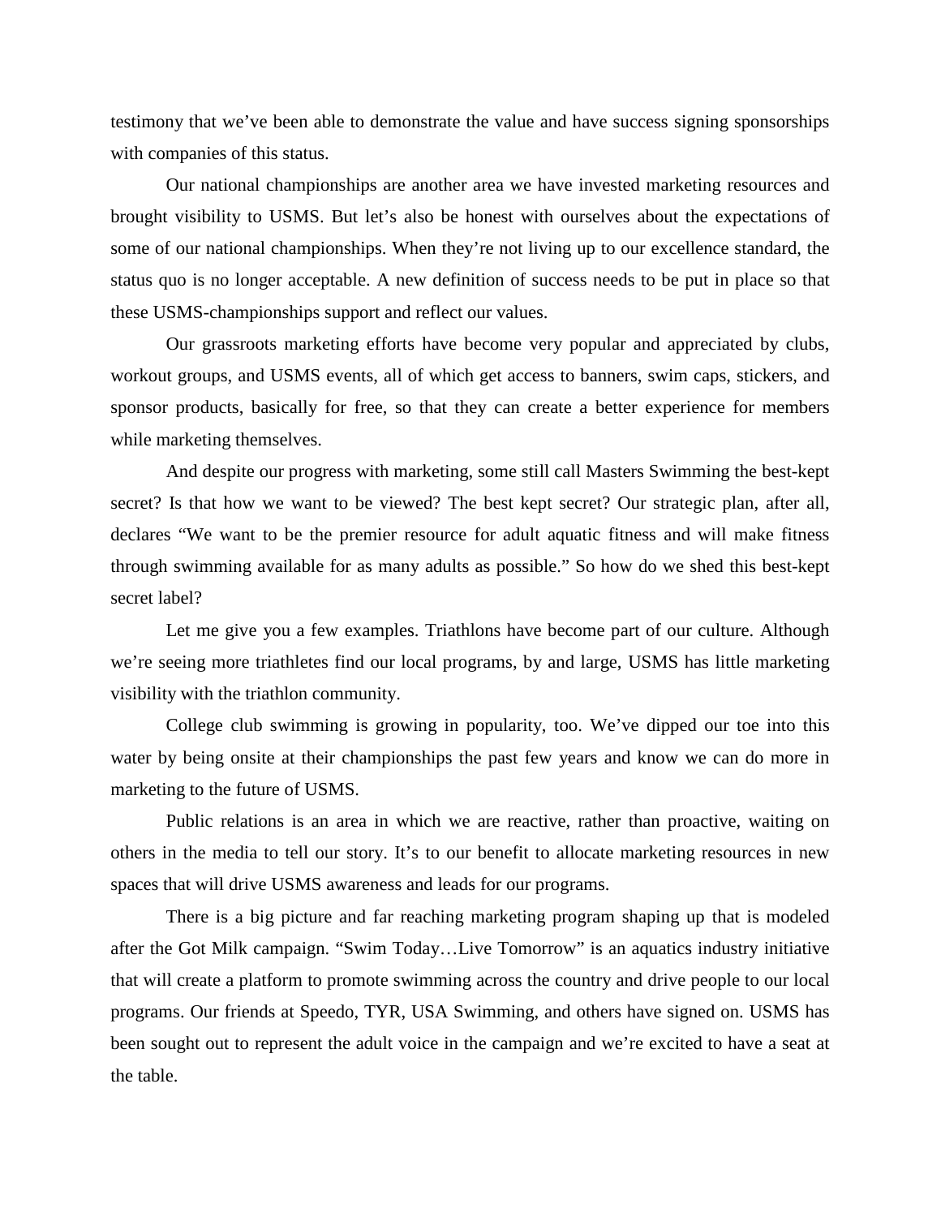testimony that we've been able to demonstrate the value and have success signing sponsorships with companies of this status.

Our national championships are another area we have invested marketing resources and brought visibility to USMS. But let's also be honest with ourselves about the expectations of some of our national championships. When they're not living up to our excellence standard, the status quo is no longer acceptable. A new definition of success needs to be put in place so that these USMS-championships support and reflect our values.

Our grassroots marketing efforts have become very popular and appreciated by clubs, workout groups, and USMS events, all of which get access to banners, swim caps, stickers, and sponsor products, basically for free, so that they can create a better experience for members while marketing themselves.

And despite our progress with marketing, some still call Masters Swimming the best-kept secret? Is that how we want to be viewed? The best kept secret? Our strategic plan, after all, declares "We want to be the premier resource for adult aquatic fitness and will make fitness through swimming available for as many adults as possible." So how do we shed this best-kept secret label?

Let me give you a few examples. Triathlons have become part of our culture. Although we're seeing more triathletes find our local programs, by and large, USMS has little marketing visibility with the triathlon community.

College club swimming is growing in popularity, too. We've dipped our toe into this water by being onsite at their championships the past few years and know we can do more in marketing to the future of USMS.

Public relations is an area in which we are reactive, rather than proactive, waiting on others in the media to tell our story. It's to our benefit to allocate marketing resources in new spaces that will drive USMS awareness and leads for our programs.

There is a big picture and far reaching marketing program shaping up that is modeled after the Got Milk campaign. "Swim Today…Live Tomorrow" is an aquatics industry initiative that will create a platform to promote swimming across the country and drive people to our local programs. Our friends at Speedo, TYR, USA Swimming, and others have signed on. USMS has been sought out to represent the adult voice in the campaign and we're excited to have a seat at the table.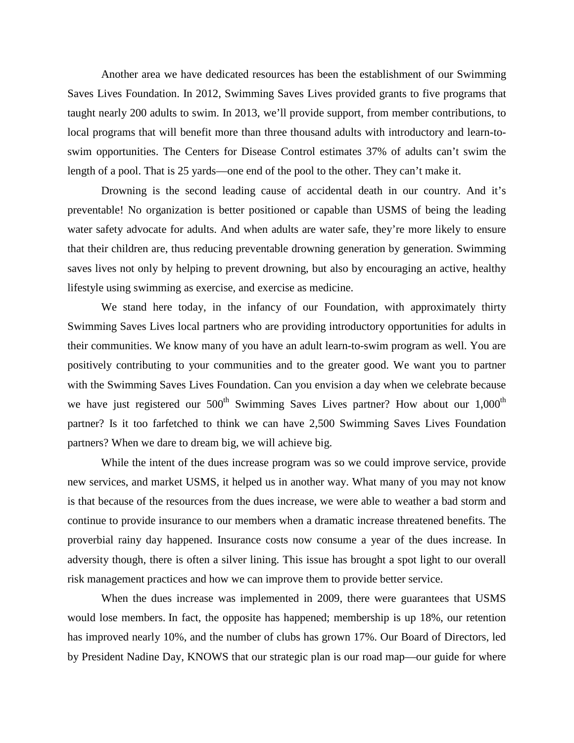Another area we have dedicated resources has been the establishment of our Swimming Saves Lives Foundation. In 2012, Swimming Saves Lives provided grants to five programs that taught nearly 200 adults to swim. In 2013, we'll provide support, from member contributions, to local programs that will benefit more than three thousand adults with introductory and learn-to-swim opportunities. The Centers for Disease Control estimates 37% of adults can't swim the length of a pool. That is 25 yards—one end of the pool to the other. They can't make it.

Drowning is the second leading cause of accidental death in our country. And it's preventable! No organization is better positioned or capable than USMS of being the leading water safety advocate for adults. And when adults are water safe, they're more likely to ensure that their children are, thus reducing preventable drowning generation by generation. Swimming saves lives not only by helping to prevent drowning, but also by encouraging an active, healthy lifestyle using swimming as exercise, and exercise as medicine.

We stand here today, in the infancy of our Foundation, with approximately thirty Swimming Saves Lives local partners who are providing introductory opportunities for adults in their communities. We know many of you have an adult learn-to-swim program as well. You are positively contributing to your communities and to the greater good. We want you to partner with the Swimming Saves Lives Foundation. Can you envision a day when we celebrate because we have just registered our 500th Swimming Saves Lives partner? How about our 1,000th partner? Is it too farfetched to think we can have 2,500 Swimming Saves Lives Foundation partners? When we dare to dream big, we will achieve big.

While the intent of the dues increase program was so we could improve service, provide new services, and market USMS, it helped us in another way. What many of you may not know is that because of the resources from the dues increase, we were able to weather a bad storm and continue to provide insurance to our members when a dramatic increase threatened benefits. The proverbial rainy day happened. Insurance costs now consume a year of the dues increase. In adversity though, there is often a silver lining. This issue has brought a spot light to our overall risk management practices and how we can improve them to provide better service.

When the dues increase was implemented in 2009, there were guarantees that USMS would lose members. In fact, the opposite has happened; membership is up 18%, our retention has improved nearly 10%, and the number of clubs has grown 17%. Our Board of Directors, led by President Nadine Day, KNOWS that our strategic plan is our road map—our guide for where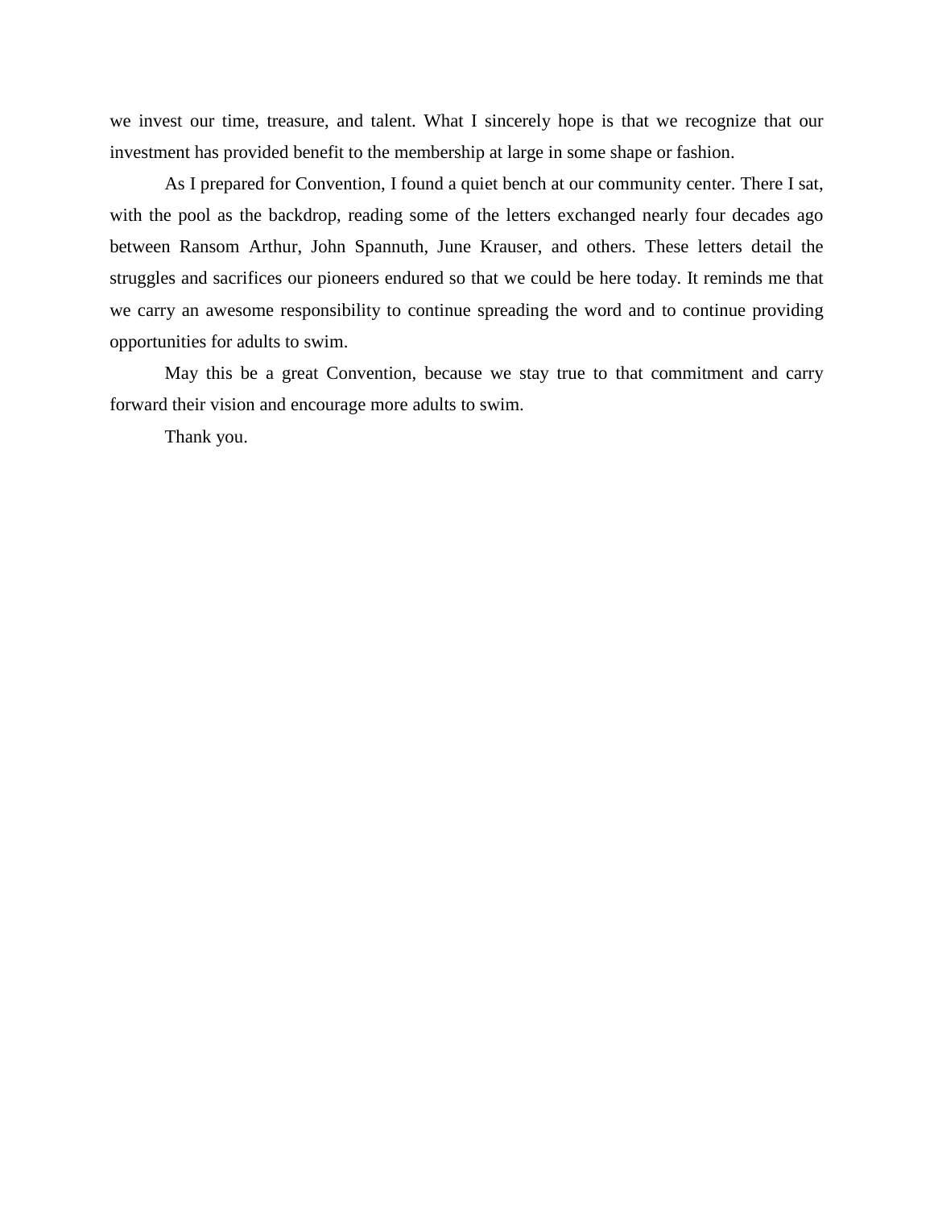we invest our time, treasure, and talent. What I sincerely hope is that we recognize that our investment has provided benefit to the membership at large in some shape or fashion.

As I prepared for Convention, I found a quiet bench at our community center. There I sat, with the pool as the backdrop, reading some of the letters exchanged nearly four decades ago between Ransom Arthur, John Spannuth, June Krauser, and others. These letters detail the struggles and sacrifices our pioneers endured so that we could be here today. It reminds me that we carry an awesome responsibility to continue spreading the word and to continue providing opportunities for adults to swim.

May this be a great Convention, because we stay true to that commitment and carry forward their vision and encourage more adults to swim.

Thank you.